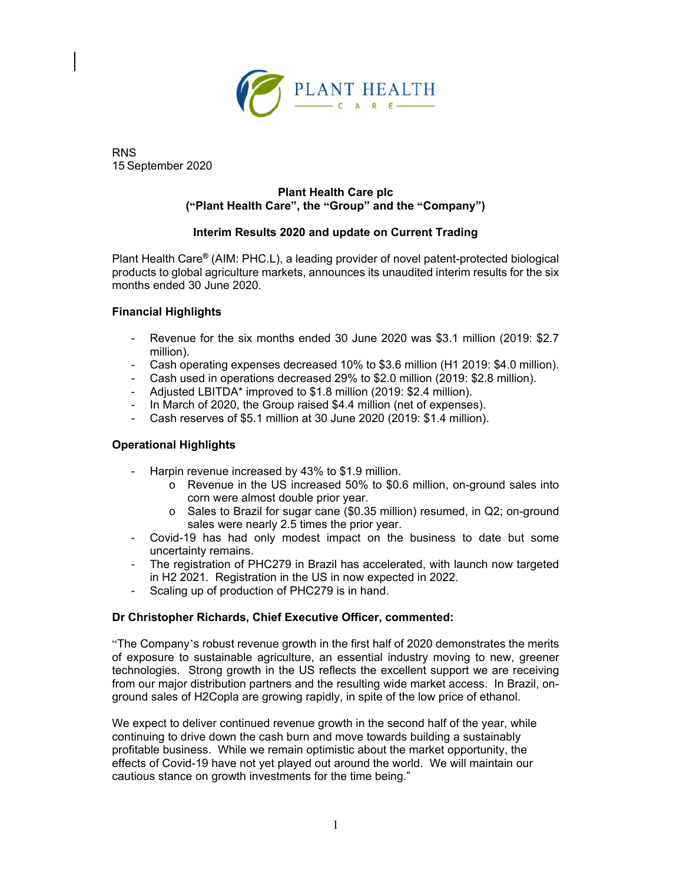RNS
15 September 2020

**Plant Health Care plc**
**("Plant Health Care", the "Group" and the "Company")**

**Interim Results 2020 and update on Current Trading**

Plant Health Care® (AIM: PHC.L), a leading provider of novel patent-protected biological products to global agriculture markets, announces its unaudited interim results for the six months ended 30 June 2020.

**Financial Highlights**

- Revenue for the six months ended 30 June 2020 was $3.1 million (2019: $2.7 million).
- Cash operating expenses decreased 10% to $3.6 million (H1 2019: $4.0 million).
- Cash used in operations decreased 29% to $2.0 million (2019: $2.8 million).
- Adjusted LBITDA* improved to $1.8 million (2019: $2.4 million).
- In March of 2020, the Group raised $4.4 million (net of expenses).
- Cash reserves of $5.1 million at 30 June 2020 (2019: $1.4 million).

**Operational Highlights**

- Harpin revenue increased by 43% to $1.9 million.
    - Revenue in the US increased 50% to $0.6 million, on-ground sales into corn were almost double prior year.
    - Sales to Brazil for sugar cane ($0.35 million) resumed, in Q2; on-ground sales were nearly 2.5 times the prior year.
- Covid-19 has had only modest impact on the business to date but some uncertainty remains.
- The registration of PHC279 in Brazil has accelerated, with launch now targeted in H2 2021. Registration in the US in now expected in 2022.
- Scaling up of production of PHC279 is in hand.

**Dr Christopher Richards, Chief Executive Officer, commented:**

"The Company's robust revenue growth in the first half of 2020 demonstrates the merits of exposure to sustainable agriculture, an essential industry moving to new, greener technologies. Strong growth in the US reflects the excellent support we are receiving from our major distribution partners and the resulting wide market access. In Brazil, on-ground sales of H2Copla are growing rapidly, in spite of the low price of ethanol.

We expect to deliver continued revenue growth in the second half of the year, while continuing to drive down the cash burn and move towards building a sustainably profitable business. While we remain optimistic about the market opportunity, the effects of Covid-19 have not yet played out around the world. We will maintain our cautious stance on growth investments for the time being."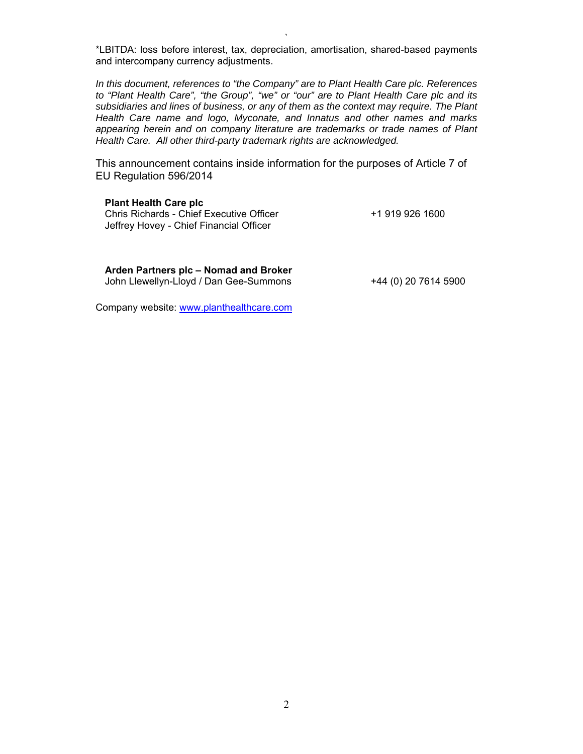*LBITDA: loss before interest, tax, depreciation, amortisation, shared-based payments and intercompany currency adjustments.

*In this document, references to "the Company" are to Plant Health Care plc. References to "Plant Health Care", "the Group", "we" or "our" are to Plant Health Care plc and its subsidiaries and lines of business, or any of them as the context may require. The Plant Health Care name and logo, Myconate, and Innatus and other names and marks appearing herein and on company literature are trademarks or trade names of Plant Health Care. All other third-party trademark rights are acknowledged.*

This announcement contains inside information for the purposes of Article 7 of EU Regulation 596/2014

| | |
|---|---|
| **Plant Health Care plc** | |
| Chris Richards - Chief Executive Officer | +1 919 926 1600 |
| Jeffrey Hovey - Chief Financial Officer | |
| | |
| **Arden Partners plc – Nomad and Broker** | |
| John Llewellyn-Lloyd / Dan Gee-Summons | +44 (0) 20 7614 5900 |

Company website: [www.planthealthcare.com](http://www.planthealthcare.com)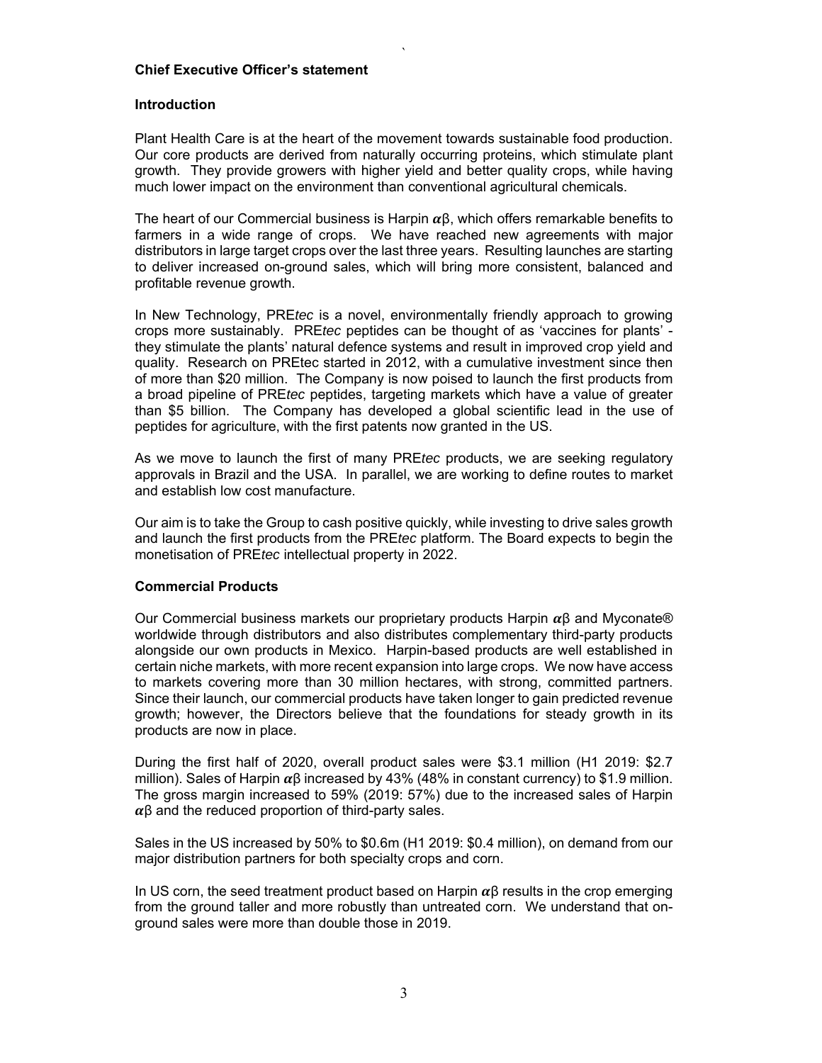## Chief Executive Officer's statement

### Introduction

Plant Health Care is at the heart of the movement towards sustainable food production. Our core products are derived from naturally occurring proteins, which stimulate plant growth. They provide growers with higher yield and better quality crops, while having much lower impact on the environment than conventional agricultural chemicals.

The heart of our Commercial business is Harpin $\alpha\beta$, which offers remarkable benefits to farmers in a wide range of crops. We have reached new agreements with major distributors in large target crops over the last three years. Resulting launches are starting to deliver increased on-ground sales, which will bring more consistent, balanced and profitable revenue growth.

In New Technology, PRE*tec* is a novel, environmentally friendly approach to growing crops more sustainably. PRE*tec* peptides can be thought of as 'vaccines for plants' - they stimulate the plants' natural defence systems and result in improved crop yield and quality. Research on PREtec started in 2012, with a cumulative investment since then of more than $20 million. The Company is now poised to launch the first products from a broad pipeline of PRE*tec* peptides, targeting markets which have a value of greater than $5 billion. The Company has developed a global scientific lead in the use of peptides for agriculture, with the first patents now granted in the US.

As we move to launch the first of many PRE*tec* products, we are seeking regulatory approvals in Brazil and the USA. In parallel, we are working to define routes to market and establish low cost manufacture.

Our aim is to take the Group to cash positive quickly, while investing to drive sales growth and launch the first products from the PRE*tec* platform. The Board expects to begin the monetisation of PRE*tec* intellectual property in 2022.

### Commercial Products

Our Commercial business markets our proprietary products Harpin $\alpha\beta$ and Myconate® worldwide through distributors and also distributes complementary third-party products alongside our own products in Mexico. Harpin-based products are well established in certain niche markets, with more recent expansion into large crops. We now have access to markets covering more than 30 million hectares, with strong, committed partners. Since their launch, our commercial products have taken longer to gain predicted revenue growth; however, the Directors believe that the foundations for steady growth in its products are now in place.

During the first half of 2020, overall product sales were $3.1 million (H1 2019: $2.7 million). Sales of Harpin $\alpha\beta$ increased by 43% (48% in constant currency) to $1.9 million. The gross margin increased to 59% (2019: 57%) due to the increased sales of Harpin $\alpha\beta$ and the reduced proportion of third-party sales.

Sales in the US increased by 50% to $0.6m (H1 2019: $0.4 million), on demand from our major distribution partners for both specialty crops and corn.

In US corn, the seed treatment product based on Harpin $\alpha\beta$ results in the crop emerging from the ground taller and more robustly than untreated corn. We understand that on-ground sales were more than double those in 2019.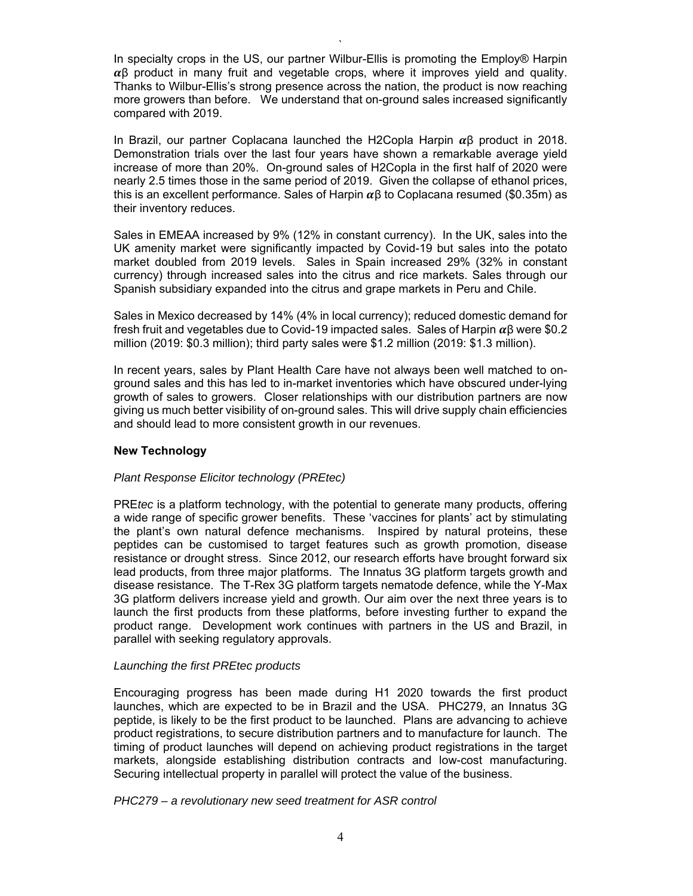In specialty crops in the US, our partner Wilbur-Ellis is promoting the Employ® Harpin $\alpha\beta$ product in many fruit and vegetable crops, where it improves yield and quality. Thanks to Wilbur-Ellis's strong presence across the nation, the product is now reaching more growers than before. We understand that on-ground sales increased significantly compared with 2019.

In Brazil, our partner Coplacana launched the H2Copla Harpin $\alpha\beta$ product in 2018. Demonstration trials over the last four years have shown a remarkable average yield increase of more than 20%. On-ground sales of H2Copla in the first half of 2020 were nearly 2.5 times those in the same period of 2019. Given the collapse of ethanol prices, this is an excellent performance. Sales of Harpin $\alpha\beta$ to Coplacana resumed ($0.35m) as their inventory reduces.

Sales in EMEAA increased by 9% (12% in constant currency). In the UK, sales into the UK amenity market were significantly impacted by Covid-19 but sales into the potato market doubled from 2019 levels. Sales in Spain increased 29% (32% in constant currency) through increased sales into the citrus and rice markets. Sales through our Spanish subsidiary expanded into the citrus and grape markets in Peru and Chile.

Sales in Mexico decreased by 14% (4% in local currency); reduced domestic demand for fresh fruit and vegetables due to Covid-19 impacted sales. Sales of Harpin $\alpha\beta$ were $0.2 million (2019: $0.3 million); third party sales were $1.2 million (2019: $1.3 million).

In recent years, sales by Plant Health Care have not always been well matched to on-ground sales and this has led to in-market inventories which have obscured under-lying growth of sales to growers. Closer relationships with our distribution partners are now giving us much better visibility of on-ground sales. This will drive supply chain efficiencies and should lead to more consistent growth in our revenues.

**New Technology**

*Plant Response Elicitor technology (PREtec)*

PRE*tec* is a platform technology, with the potential to generate many products, offering a wide range of specific grower benefits. These 'vaccines for plants' act by stimulating the plant's own natural defence mechanisms. Inspired by natural proteins, these peptides can be customised to target features such as growth promotion, disease resistance or drought stress. Since 2012, our research efforts have brought forward six lead products, from three major platforms. The Innatus 3G platform targets growth and disease resistance. The T-Rex 3G platform targets nematode defence, while the Y-Max 3G platform delivers increase yield and growth. Our aim over the next three years is to launch the first products from these platforms, before investing further to expand the product range. Development work continues with partners in the US and Brazil, in parallel with seeking regulatory approvals.

*Launching the first PREtec products*

Encouraging progress has been made during H1 2020 towards the first product launches, which are expected to be in Brazil and the USA. PHC279, an Innatus 3G peptide, is likely to be the first product to be launched. Plans are advancing to achieve product registrations, to secure distribution partners and to manufacture for launch. The timing of product launches will depend on achieving product registrations in the target markets, alongside establishing distribution contracts and low-cost manufacturing. Securing intellectual property in parallel will protect the value of the business.

*PHC279 – a revolutionary new seed treatment for ASR control*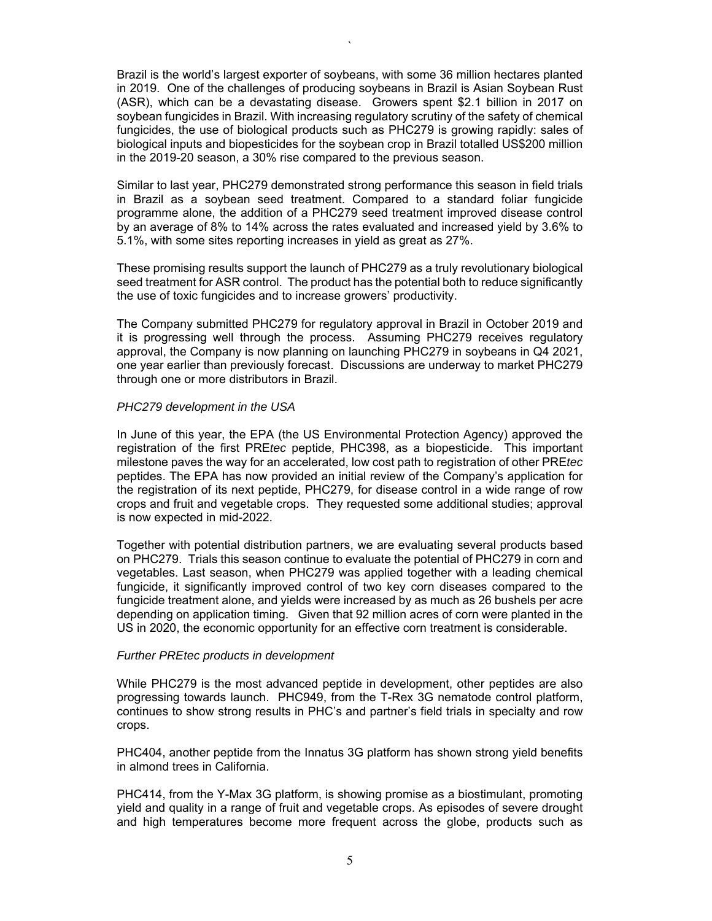Brazil is the world's largest exporter of soybeans, with some 36 million hectares planted in 2019. One of the challenges of producing soybeans in Brazil is Asian Soybean Rust (ASR), which can be a devastating disease. Growers spent $2.1 billion in 2017 on soybean fungicides in Brazil. With increasing regulatory scrutiny of the safety of chemical fungicides, the use of biological products such as PHC279 is growing rapidly: sales of biological inputs and biopesticides for the soybean crop in Brazil totalled US$200 million in the 2019-20 season, a 30% rise compared to the previous season.

Similar to last year, PHC279 demonstrated strong performance this season in field trials in Brazil as a soybean seed treatment. Compared to a standard foliar fungicide programme alone, the addition of a PHC279 seed treatment improved disease control by an average of 8% to 14% across the rates evaluated and increased yield by 3.6% to 5.1%, with some sites reporting increases in yield as great as 27%.

These promising results support the launch of PHC279 as a truly revolutionary biological seed treatment for ASR control. The product has the potential both to reduce significantly the use of toxic fungicides and to increase growers' productivity.

The Company submitted PHC279 for regulatory approval in Brazil in October 2019 and it is progressing well through the process. Assuming PHC279 receives regulatory approval, the Company is now planning on launching PHC279 in soybeans in Q4 2021, one year earlier than previously forecast. Discussions are underway to market PHC279 through one or more distributors in Brazil.

*PHC279 development in the USA*

In June of this year, the EPA (the US Environmental Protection Agency) approved the registration of the first PRE*tec* peptide, PHC398, as a biopesticide. This important milestone paves the way for an accelerated, low cost path to registration of other PRE*tec* peptides. The EPA has now provided an initial review of the Company's application for the registration of its next peptide, PHC279, for disease control in a wide range of row crops and fruit and vegetable crops. They requested some additional studies; approval is now expected in mid-2022.

Together with potential distribution partners, we are evaluating several products based on PHC279. Trials this season continue to evaluate the potential of PHC279 in corn and vegetables. Last season, when PHC279 was applied together with a leading chemical fungicide, it significantly improved control of two key corn diseases compared to the fungicide treatment alone, and yields were increased by as much as 26 bushels per acre depending on application timing. Given that 92 million acres of corn were planted in the US in 2020, the economic opportunity for an effective corn treatment is considerable.

*Further PREtec products in development*

While PHC279 is the most advanced peptide in development, other peptides are also progressing towards launch. PHC949, from the T-Rex 3G nematode control platform, continues to show strong results in PHC's and partner's field trials in specialty and row crops.

PHC404, another peptide from the Innatus 3G platform has shown strong yield benefits in almond trees in California.

PHC414, from the Y-Max 3G platform, is showing promise as a biostimulant, promoting yield and quality in a range of fruit and vegetable crops. As episodes of severe drought and high temperatures become more frequent across the globe, products such as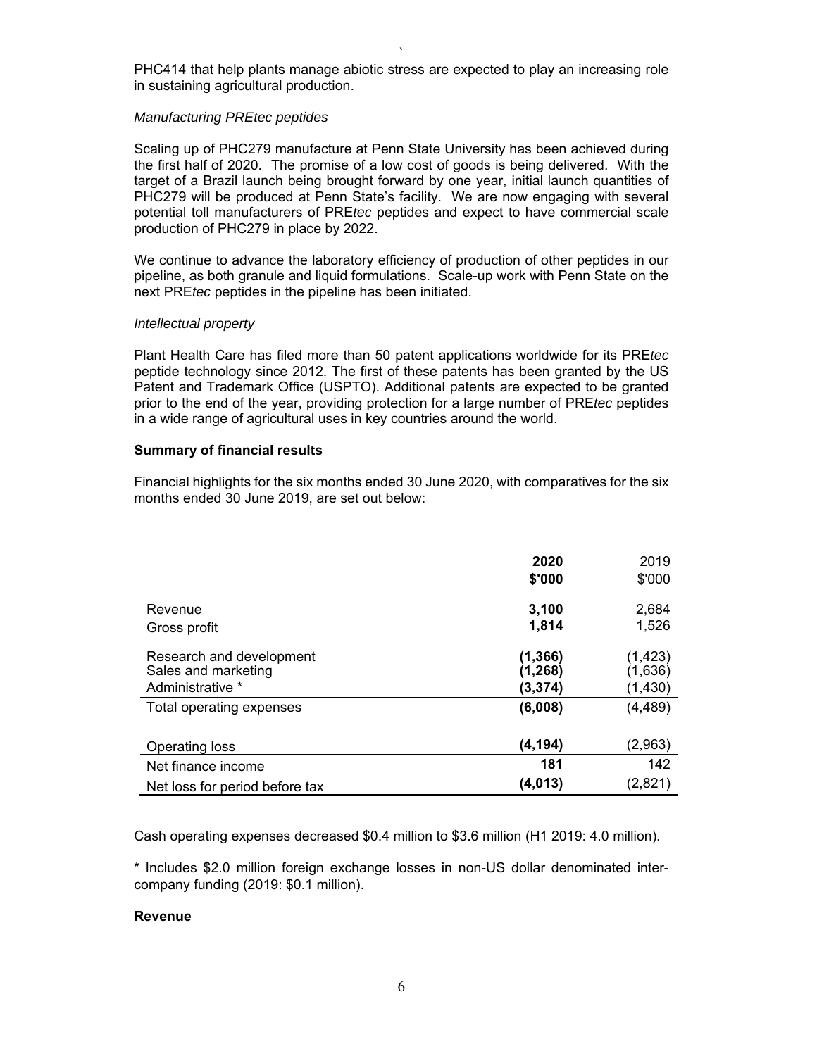PHC414 that help plants manage abiotic stress are expected to play an increasing role in sustaining agricultural production.

*Manufacturing PREtec peptides*

Scaling up of PHC279 manufacture at Penn State University has been achieved during the first half of 2020. The promise of a low cost of goods is being delivered. With the target of a Brazil launch being brought forward by one year, initial launch quantities of PHC279 will be produced at Penn State's facility. We are now engaging with several potential toll manufacturers of PRE*tec* peptides and expect to have commercial scale production of PHC279 in place by 2022.

We continue to advance the laboratory efficiency of production of other peptides in our pipeline, as both granule and liquid formulations. Scale-up work with Penn State on the next PRE*tec* peptides in the pipeline has been initiated.

*Intellectual property*

Plant Health Care has filed more than 50 patent applications worldwide for its PRE*tec* peptide technology since 2012. The first of these patents has been granted by the US Patent and Trademark Office (USPTO). Additional patents are expected to be granted prior to the end of the year, providing protection for a large number of PRE*tec* peptides in a wide range of agricultural uses in key countries around the world.

**Summary of financial results**

Financial highlights for the six months ended 30 June 2020, with comparatives for the six months ended 30 June 2019, are set out below:

| | **2020** | 2019 |
|---|---|---|
| | **$'000** | $'000 |
| Revenue | **3,100** | 2,684 |
| Gross profit | **1,814** | 1,526 |
| Research and development | **(1,366)** | (1,423) |
| Sales and marketing | **(1,268)** | (1,636) |
| Administrative * | **(3,374)** | (1,430) |
| Total operating expenses | **(6,008)** | (4,489) |
| Operating loss | **(4,194)** | (2,963) |
| Net finance income | **181** | 142 |
| Net loss for period before tax | **(4,013)** | (2,821) |

Cash operating expenses decreased $0.4 million to $3.6 million (H1 2019: 4.0 million).

* Includes $2.0 million foreign exchange losses in non-US dollar denominated inter-company funding (2019: $0.1 million).

**Revenue**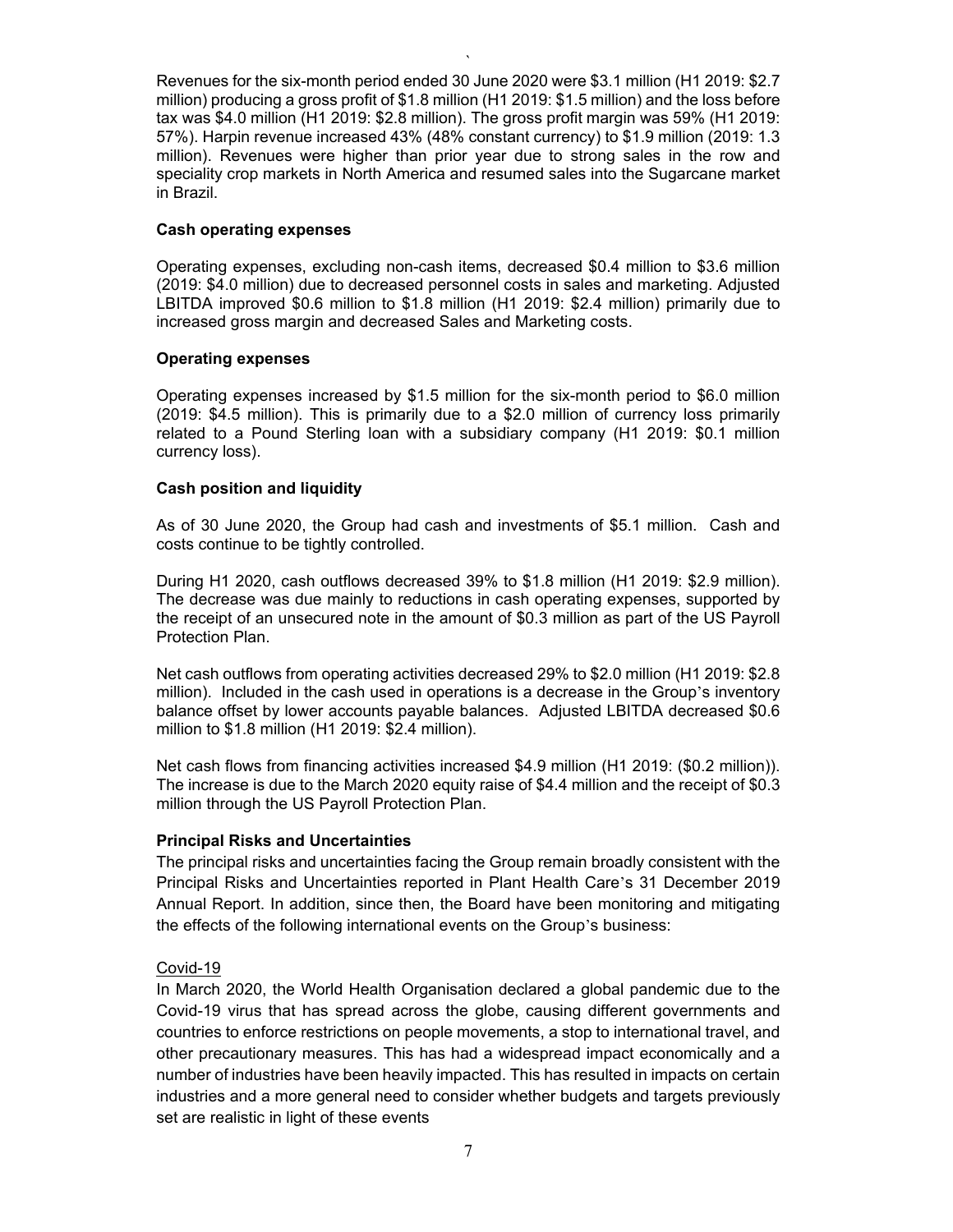Revenues for the six-month period ended 30 June 2020 were $3.1 million (H1 2019: $2.7 million) producing a gross profit of $1.8 million (H1 2019: $1.5 million) and the loss before tax was $4.0 million (H1 2019: $2.8 million). The gross profit margin was 59% (H1 2019: 57%). Harpin revenue increased 43% (48% constant currency) to $1.9 million (2019: 1.3 million). Revenues were higher than prior year due to strong sales in the row and speciality crop markets in North America and resumed sales into the Sugarcane market in Brazil.

**Cash operating expenses**

Operating expenses, excluding non-cash items, decreased $0.4 million to $3.6 million (2019: $4.0 million) due to decreased personnel costs in sales and marketing. Adjusted LBITDA improved $0.6 million to $1.8 million (H1 2019: $2.4 million) primarily due to increased gross margin and decreased Sales and Marketing costs.

**Operating expenses**

Operating expenses increased by $1.5 million for the six-month period to $6.0 million (2019: $4.5 million). This is primarily due to a $2.0 million of currency loss primarily related to a Pound Sterling loan with a subsidiary company (H1 2019: $0.1 million currency loss).

**Cash position and liquidity**

As of 30 June 2020, the Group had cash and investments of $5.1 million. Cash and costs continue to be tightly controlled.

During H1 2020, cash outflows decreased 39% to $1.8 million (H1 2019: $2.9 million). The decrease was due mainly to reductions in cash operating expenses, supported by the receipt of an unsecured note in the amount of $0.3 million as part of the US Payroll Protection Plan.

Net cash outflows from operating activities decreased 29% to $2.0 million (H1 2019: $2.8 million). Included in the cash used in operations is a decrease in the Group's inventory balance offset by lower accounts payable balances. Adjusted LBITDA decreased $0.6 million to $1.8 million (H1 2019: $2.4 million).

Net cash flows from financing activities increased $4.9 million (H1 2019: ($0.2 million)). The increase is due to the March 2020 equity raise of $4.4 million and the receipt of $0.3 million through the US Payroll Protection Plan.

**Principal Risks and Uncertainties**

The principal risks and uncertainties facing the Group remain broadly consistent with the Principal Risks and Uncertainties reported in Plant Health Care's 31 December 2019 Annual Report. In addition, since then, the Board have been monitoring and mitigating the effects of the following international events on the Group's business:

Covid-19

In March 2020, the World Health Organisation declared a global pandemic due to the Covid-19 virus that has spread across the globe, causing different governments and countries to enforce restrictions on people movements, a stop to international travel, and other precautionary measures. This has had a widespread impact economically and a number of industries have been heavily impacted. This has resulted in impacts on certain industries and a more general need to consider whether budgets and targets previously set are realistic in light of these events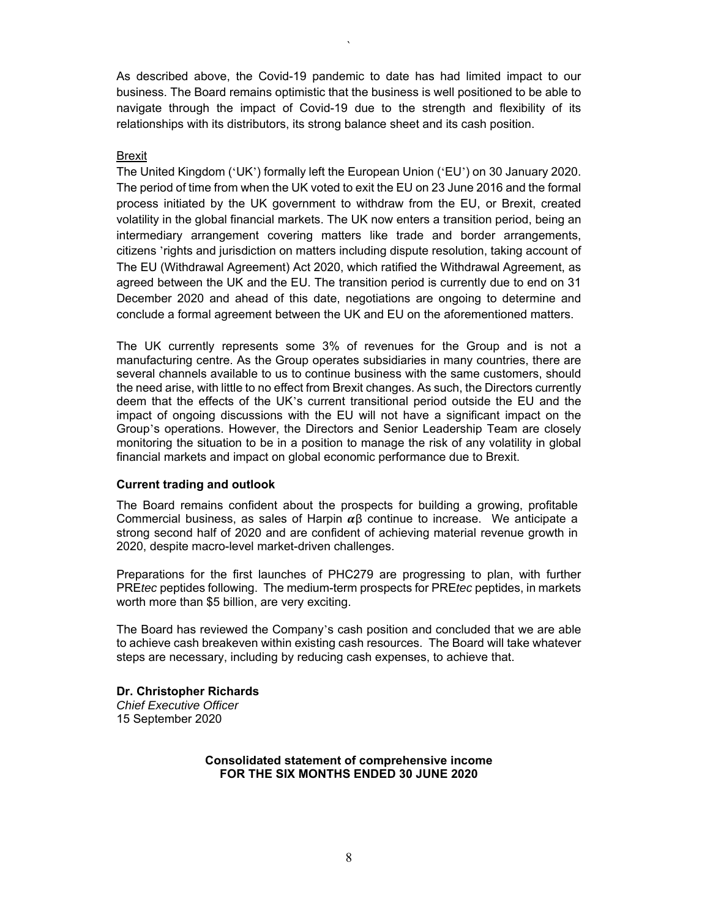As described above, the Covid-19 pandemic to date has had limited impact to our business. The Board remains optimistic that the business is well positioned to be able to navigate through the impact of Covid-19 due to the strength and flexibility of its relationships with its distributors, its strong balance sheet and its cash position.

Brexit

The United Kingdom ('UK') formally left the European Union ('EU') on 30 January 2020. The period of time from when the UK voted to exit the EU on 23 June 2016 and the formal process initiated by the UK government to withdraw from the EU, or Brexit, created volatility in the global financial markets. The UK now enters a transition period, being an intermediary arrangement covering matters like trade and border arrangements, citizens 'rights and jurisdiction on matters including dispute resolution, taking account of The EU (Withdrawal Agreement) Act 2020, which ratified the Withdrawal Agreement, as agreed between the UK and the EU. The transition period is currently due to end on 31 December 2020 and ahead of this date, negotiations are ongoing to determine and conclude a formal agreement between the UK and EU on the aforementioned matters.

The UK currently represents some 3% of revenues for the Group and is not a manufacturing centre. As the Group operates subsidiaries in many countries, there are several channels available to us to continue business with the same customers, should the need arise, with little to no effect from Brexit changes. As such, the Directors currently deem that the effects of the UK's current transitional period outside the EU and the impact of ongoing discussions with the EU will not have a significant impact on the Group's operations. However, the Directors and Senior Leadership Team are closely monitoring the situation to be in a position to manage the risk of any volatility in global financial markets and impact on global economic performance due to Brexit.

**Current trading and outlook**

The Board remains confident about the prospects for building a growing, profitable Commercial business, as sales of Harpin αβ continue to increase. We anticipate a strong second half of 2020 and are confident of achieving material revenue growth in 2020, despite macro-level market-driven challenges.

Preparations for the first launches of PHC279 are progressing to plan, with further PRE*tec* peptides following. The medium-term prospects for PRE*tec* peptides, in markets worth more than $5 billion, are very exciting.

The Board has reviewed the Company's cash position and concluded that we are able to achieve cash breakeven within existing cash resources. The Board will take whatever steps are necessary, including by reducing cash expenses, to achieve that.

**Dr. Christopher Richards**
*Chief Executive Officer*
15 September 2020

**Consolidated statement of comprehensive income**
**FOR THE SIX MONTHS ENDED 30 JUNE 2020**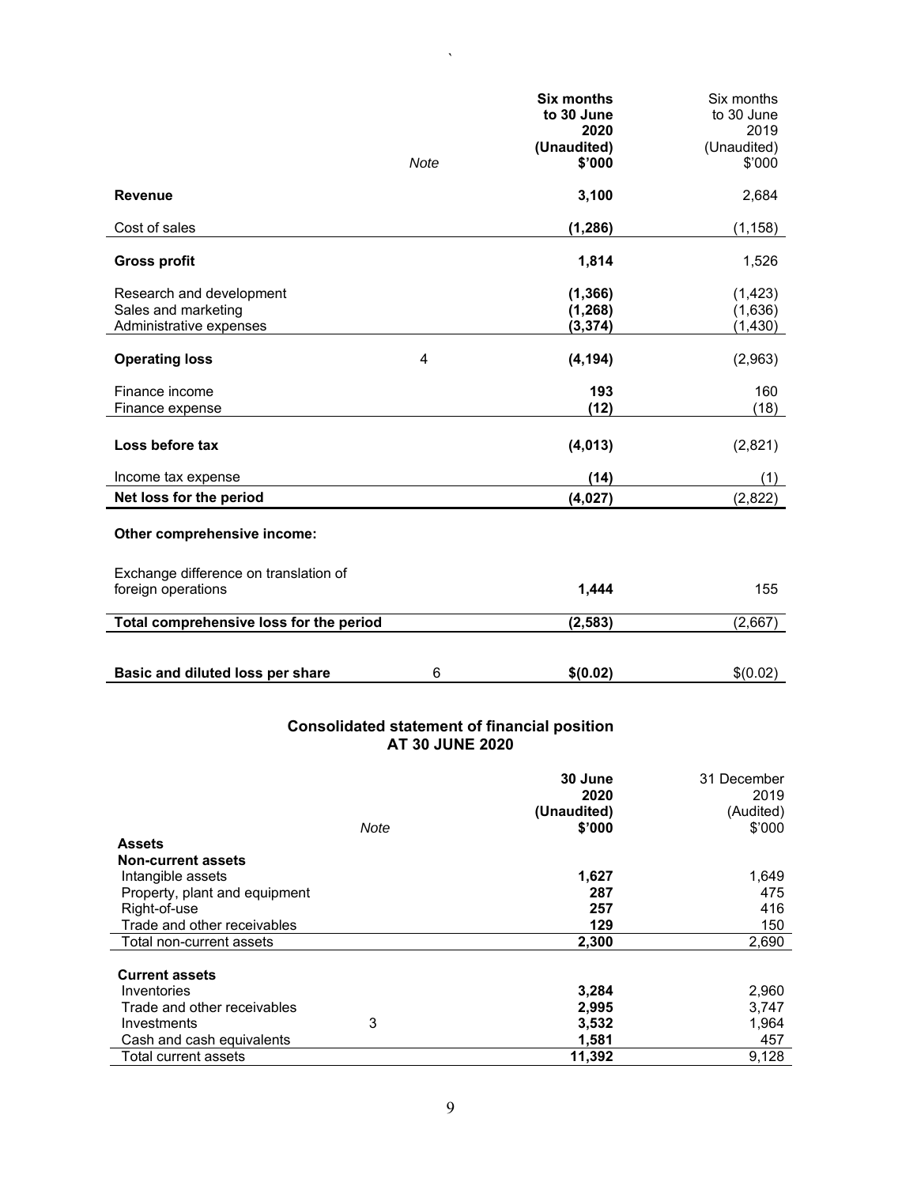| | Note | Six months to 30 June 2020 (Unaudited) $'000 | Six months to 30 June 2019 (Unaudited) $'000 |
|---|---|---|---|
| **Revenue** | | **3,100** | 2,684 |
| Cost of sales | | **(1,286)** | (1,158) |
| **Gross profit** | | **1,814** | 1,526 |
| Research and development | | **(1,366)** | (1,423) |
| Sales and marketing | | **(1,268)** | (1,636) |
| Administrative expenses | | **(3,374)** | (1,430) |
| **Operating loss** | 4 | **(4,194)** | (2,963) |
| Finance income | | **193** | 160 |
| Finance expense | | **(12)** | (18) |
| **Loss before tax** | | **(4,013)** | (2,821) |
| Income tax expense | | **(14)** | (1) |
| **Net loss for the period** | | **(4,027)** | (2,822) |
| **Other comprehensive income:** | | | |
| Exchange difference on translation of foreign operations | | **1,444** | 155 |
| **Total comprehensive loss for the period** | | **(2,583)** | (2,667) |
| **Basic and diluted loss per share** | 6 | **$(0.02)** | $(0.02) |

## Consolidated statement of financial position
## AT 30 JUNE 2020

| | Note | 30 June 2020 (Unaudited) $'000 | 31 December 2019 (Audited) $'000 |
|---|---|---|---|
| **Assets** | | | |
| **Non-current assets** | | | |
| Intangible assets | | **1,627** | 1,649 |
| Property, plant and equipment | | **287** | 475 |
| Right-of-use | | **257** | 416 |
| Trade and other receivables | | **129** | 150 |
| Total non-current assets | | **2,300** | 2,690 |
| **Current assets** | | | |
| Inventories | | **3,284** | 2,960 |
| Trade and other receivables | | **2,995** | 3,747 |
| Investments | 3 | **3,532** | 1,964 |
| Cash and cash equivalents | | **1,581** | 457 |
| Total current assets | | **11,392** | 9,128 |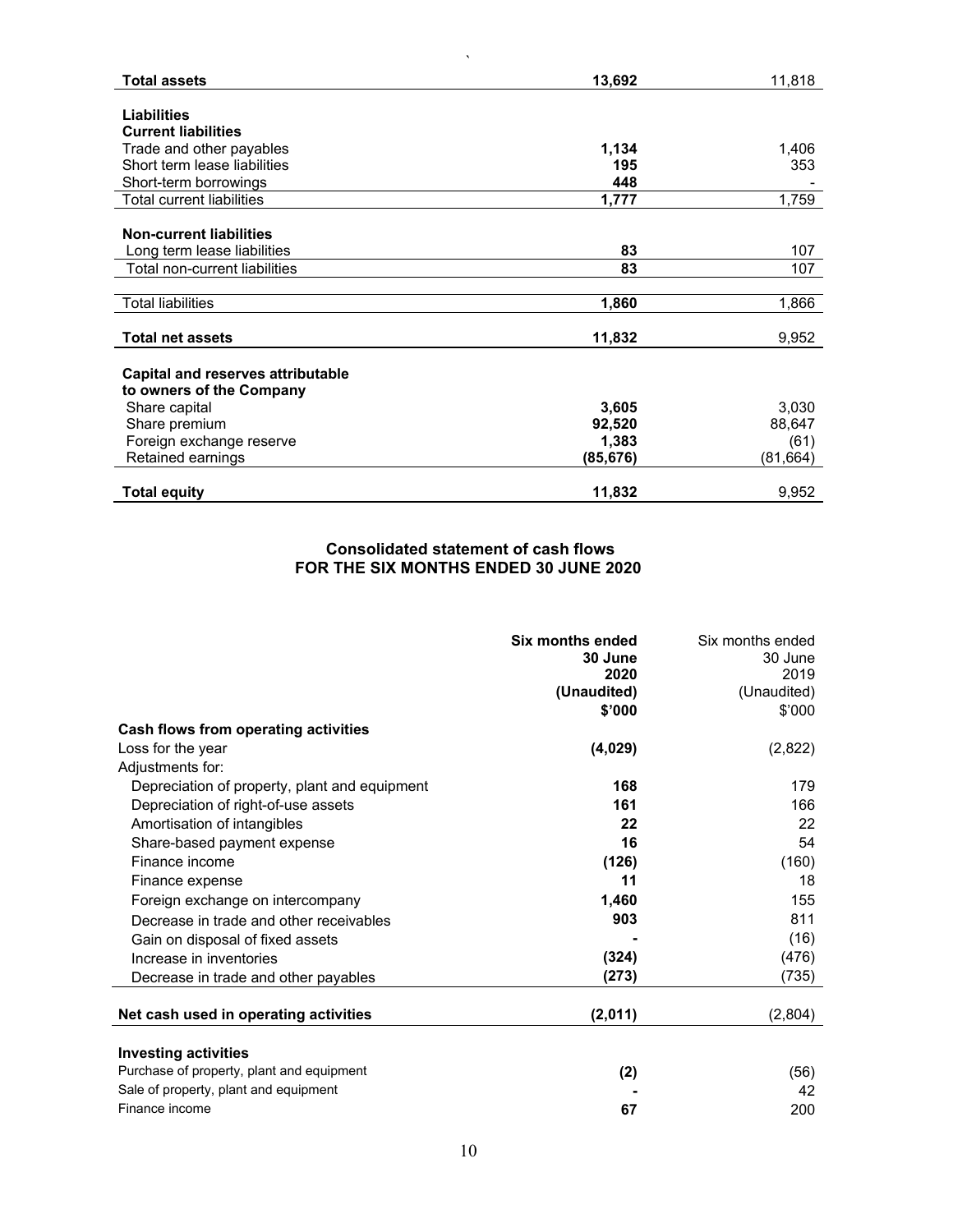| | | |
|---|---|---|
| **Total assets** | **13,692** | 11,818 |
| | | |
| **Liabilities** | | |
| **Current liabilities** | | |
| Trade and other payables | **1,134** | 1,406 |
| Short term lease liabilities | **195** | 353 |
| Short-term borrowings | **448** | - |
| Total current liabilities | **1,777** | 1,759 |
| | | |
| **Non-current liabilities** | | |
| Long term lease liabilities | **83** | 107 |
| Total non-current liabilities | **83** | 107 |
| | | |
| Total liabilities | **1,860** | 1,866 |
| | | |
| **Total net assets** | **11,832** | 9,952 |
| | | |
| **Capital and reserves attributable to owners of the Company** | | |
| Share capital | **3,605** | 3,030 |
| Share premium | **92,520** | 88,647 |
| Foreign exchange reserve | **1,383** | (61) |
| Retained earnings | **(85,676)** | (81,664) |
| | | |
| **Total equity** | **11,832** | 9,952 |

## Consolidated statement of cash flows
## FOR THE SIX MONTHS ENDED 30 JUNE 2020

| | **Six months ended 30 June 2020 (Unaudited) $'000** | Six months ended 30 June 2019 (Unaudited) $'000 |
|---|---|---|
| **Cash flows from operating activities** | | |
| Loss for the year | **(4,029)** | (2,822) |
| Adjustments for: | | |
| Depreciation of property, plant and equipment | **168** | 179 |
| Depreciation of right-of-use assets | **161** | 166 |
| Amortisation of intangibles | **22** | 22 |
| Share-based payment expense | **16** | 54 |
| Finance income | **(126)** | (160) |
| Finance expense | **11** | 18 |
| Foreign exchange on intercompany | **1,460** | 155 |
| Decrease in trade and other receivables | **903** | 811 |
| Gain on disposal of fixed assets | **-** | (16) |
| Increase in inventories | **(324)** | (476) |
| Decrease in trade and other payables | **(273)** | (735) |
| | | |
| **Net cash used in operating activities** | **(2,011)** | (2,804) |
| | | |
| **Investing activities** | | |
| Purchase of property, plant and equipment | **(2)** | (56) |
| Sale of property, plant and equipment | **-** | 42 |
| Finance income | **67** | 200 |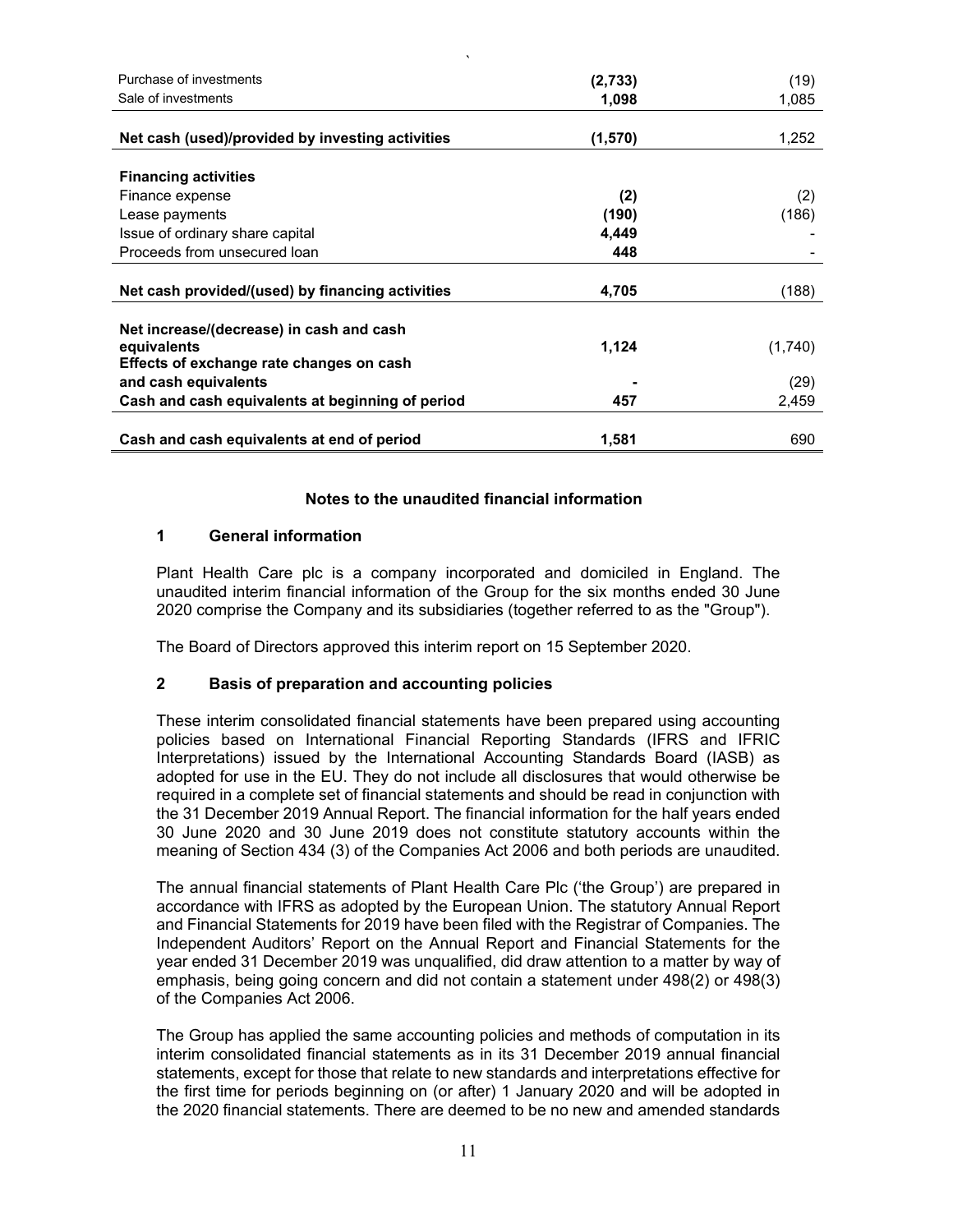| | | |
|---|---|---|
| Purchase of investments | **(2,733)** | (19) |
| Sale of investments | **1,098** | 1,085 |
| **Net cash (used)/provided by investing activities** | **(1,570)** | 1,252 |
| **Financing activities** | | |
| Finance expense | **(2)** | (2) |
| Lease payments | **(190)** | (186) |
| Issue of ordinary share capital | **4,449** | - |
| Proceeds from unsecured loan | **448** | - |
| **Net cash provided/(used) by financing activities** | **4,705** | (188) |
| **Net increase/(decrease) in cash and cash equivalents** | **1,124** | (1,740) |
| **Effects of exchange rate changes on cash and cash equivalents** | **-** | (29) |
| **Cash and cash equivalents at beginning of period** | **457** | 2,459 |
| **Cash and cash equivalents at end of period** | **1,581** | 690 |

## Notes to the unaudited financial information

### 1 General information

Plant Health Care plc is a company incorporated and domiciled in England. The unaudited interim financial information of the Group for the six months ended 30 June 2020 comprise the Company and its subsidiaries (together referred to as the "Group").

The Board of Directors approved this interim report on 15 September 2020.

### 2 Basis of preparation and accounting policies

These interim consolidated financial statements have been prepared using accounting policies based on International Financial Reporting Standards (IFRS and IFRIC Interpretations) issued by the International Accounting Standards Board (IASB) as adopted for use in the EU. They do not include all disclosures that would otherwise be required in a complete set of financial statements and should be read in conjunction with the 31 December 2019 Annual Report. The financial information for the half years ended 30 June 2020 and 30 June 2019 does not constitute statutory accounts within the meaning of Section 434 (3) of the Companies Act 2006 and both periods are unaudited.

The annual financial statements of Plant Health Care Plc ('the Group') are prepared in accordance with IFRS as adopted by the European Union. The statutory Annual Report and Financial Statements for 2019 have been filed with the Registrar of Companies. The Independent Auditors' Report on the Annual Report and Financial Statements for the year ended 31 December 2019 was unqualified, did draw attention to a matter by way of emphasis, being going concern and did not contain a statement under 498(2) or 498(3) of the Companies Act 2006.

The Group has applied the same accounting policies and methods of computation in its interim consolidated financial statements as in its 31 December 2019 annual financial statements, except for those that relate to new standards and interpretations effective for the first time for periods beginning on (or after) 1 January 2020 and will be adopted in the 2020 financial statements. There are deemed to be no new and amended standards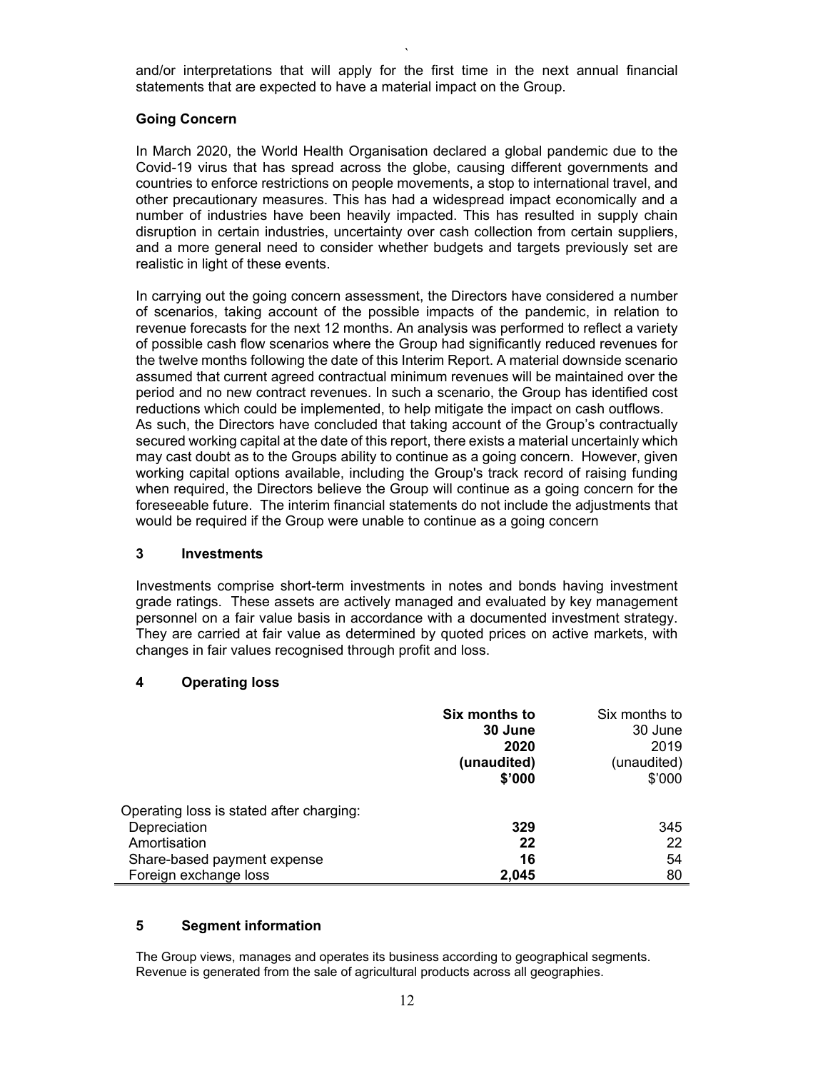and/or interpretations that will apply for the first time in the next annual financial statements that are expected to have a material impact on the Group.

**Going Concern**

In March 2020, the World Health Organisation declared a global pandemic due to the Covid-19 virus that has spread across the globe, causing different governments and countries to enforce restrictions on people movements, a stop to international travel, and other precautionary measures. This has had a widespread impact economically and a number of industries have been heavily impacted. This has resulted in supply chain disruption in certain industries, uncertainty over cash collection from certain suppliers, and a more general need to consider whether budgets and targets previously set are realistic in light of these events.

In carrying out the going concern assessment, the Directors have considered a number of scenarios, taking account of the possible impacts of the pandemic, in relation to revenue forecasts for the next 12 months. An analysis was performed to reflect a variety of possible cash flow scenarios where the Group had significantly reduced revenues for the twelve months following the date of this Interim Report. A material downside scenario assumed that current agreed contractual minimum revenues will be maintained over the period and no new contract revenues. In such a scenario, the Group has identified cost reductions which could be implemented, to help mitigate the impact on cash outflows.
As such, the Directors have concluded that taking account of the Group's contractually secured working capital at the date of this report, there exists a material uncertainly which may cast doubt as to the Groups ability to continue as a going concern. However, given working capital options available, including the Group's track record of raising funding when required, the Directors believe the Group will continue as a going concern for the foreseeable future. The interim financial statements do not include the adjustments that would be required if the Group were unable to continue as a going concern

## 3 Investments

Investments comprise short-term investments in notes and bonds having investment grade ratings. These assets are actively managed and evaluated by key management personnel on a fair value basis in accordance with a documented investment strategy. They are carried at fair value as determined by quoted prices on active markets, with changes in fair values recognised through profit and loss.

## 4 Operating loss

| | **Six months to 30 June 2020 (unaudited) $'000** | Six months to 30 June 2019 (unaudited) $'000 |
|---|---|---|
| Operating loss is stated after charging: | | |
| Depreciation | **329** | 345 |
| Amortisation | **22** | 22 |
| Share-based payment expense | **16** | 54 |
| Foreign exchange loss | **2,045** | 80 |

## 5 Segment information

The Group views, manages and operates its business according to geographical segments. Revenue is generated from the sale of agricultural products across all geographies.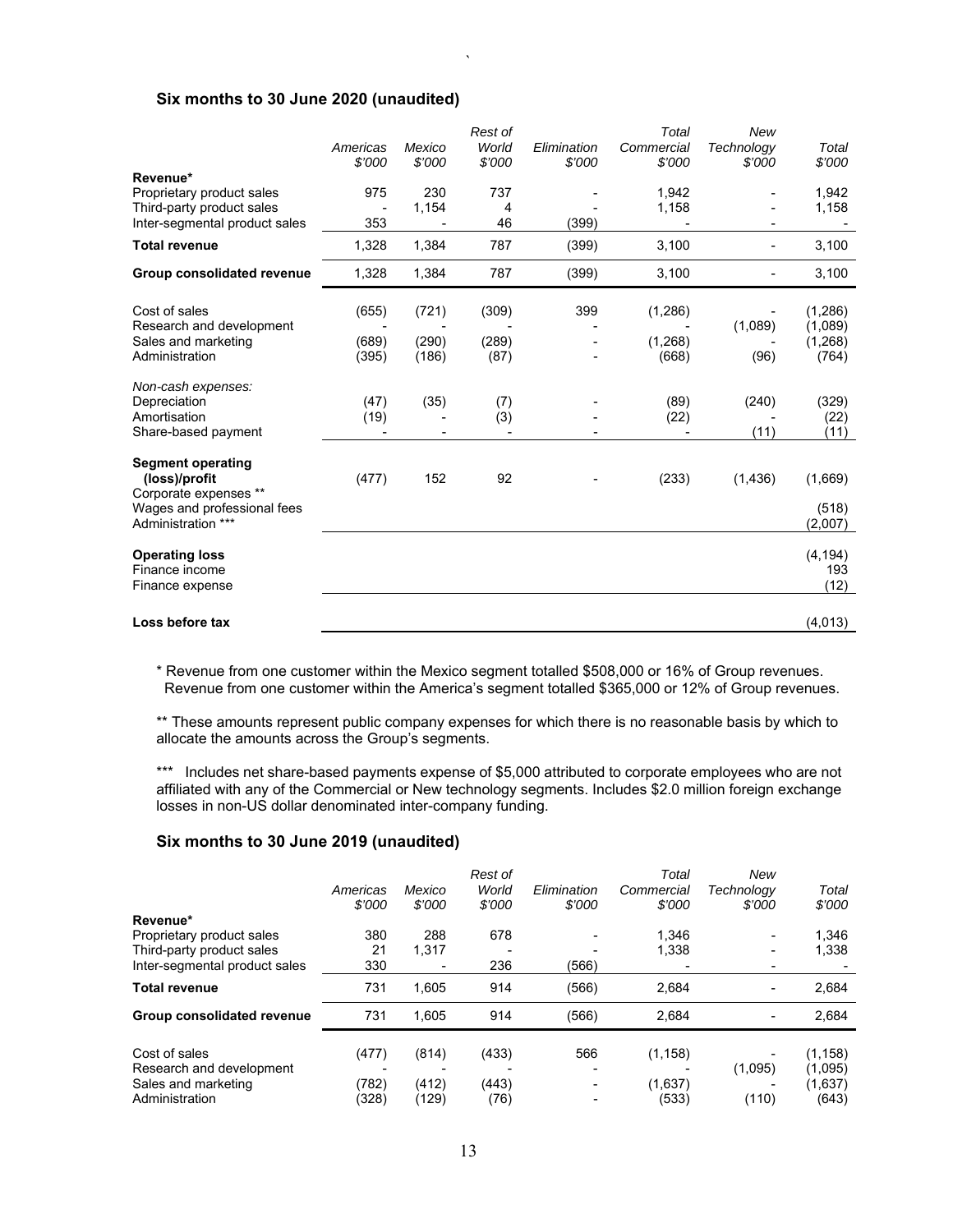### Six months to 30 June 2020 (unaudited)

| | Americas $'000 | Mexico $'000 | Rest of World $'000 | Elimination $'000 | Total Commercial $'000 | New Technology $'000 | Total $'000 |
|---|---|---|---|---|---|---|---|
| **Revenue*** | | | | | | | |
| Proprietary product sales | 975 | 230 | 737 | - | 1,942 | - | 1,942 |
| Third-party product sales | - | 1,154 | 4 | - | 1,158 | - | 1,158 |
| Inter-segmental product sales | 353 | - | 46 | (399) | - | - | - |
| **Total revenue** | 1,328 | 1,384 | 787 | (399) | 3,100 | - | 3,100 |
| **Group consolidated revenue** | 1,328 | 1,384 | 787 | (399) | 3,100 | - | 3,100 |
| Cost of sales | (655) | (721) | (309) | 399 | (1,286) | - | (1,286) |
| Research and development | - | - | - | - | - | (1,089) | (1,089) |
| Sales and marketing | (689) | (290) | (289) | - | (1,268) | - | (1,268) |
| Administration | (395) | (186) | (87) | - | (668) | (96) | (764) |
| *Non-cash expenses:* | | | | | | | |
| Depreciation | (47) | (35) | (7) | - | (89) | (240) | (329) |
| Amortisation | (19) | - | (3) | - | (22) | - | (22) |
| Share-based payment | - | - | - | - | - | (11) | (11) |
| **Segment operating (loss)/profit** | (477) | 152 | 92 | - | (233) | (1,436) | (1,669) |
| Corporate expenses ** | | | | | | | |
| Wages and professional fees | | | | | | | (518) |
| Administration *** | | | | | | | (2,007) |
| **Operating loss** | | | | | | | (4,194) |
| Finance income | | | | | | | 193 |
| Finance expense | | | | | | | (12) |
| **Loss before tax** | | | | | | | (4,013) |

\* Revenue from one customer within the Mexico segment totalled $508,000 or 16% of Group revenues. Revenue from one customer within the America's segment totalled $365,000 or 12% of Group revenues.

** These amounts represent public company expenses for which there is no reasonable basis by which to allocate the amounts across the Group's segments.

*** Includes net share-based payments expense of $5,000 attributed to corporate employees who are not affiliated with any of the Commercial or New technology segments. Includes $2.0 million foreign exchange losses in non-US dollar denominated inter-company funding.

### Six months to 30 June 2019 (unaudited)

| | Americas $'000 | Mexico $'000 | Rest of World $'000 | Elimination $'000 | Total Commercial $'000 | New Technology $'000 | Total $'000 |
|---|---|---|---|---|---|---|---|
| **Revenue*** | | | | | | | |
| Proprietary product sales | 380 | 288 | 678 | - | 1,346 | - | 1,346 |
| Third-party product sales | 21 | 1,317 | - | - | 1,338 | - | 1,338 |
| Inter-segmental product sales | 330 | - | 236 | (566) | - | - | - |
| **Total revenue** | 731 | 1,605 | 914 | (566) | 2,684 | - | 2,684 |
| **Group consolidated revenue** | 731 | 1,605 | 914 | (566) | 2,684 | - | 2,684 |
| Cost of sales | (477) | (814) | (433) | 566 | (1,158) | - | (1,158) |
| Research and development | - | - | - | - | - | (1,095) | (1,095) |
| Sales and marketing | (782) | (412) | (443) | - | (1,637) | - | (1,637) |
| Administration | (328) | (129) | (76) | - | (533) | (110) | (643) |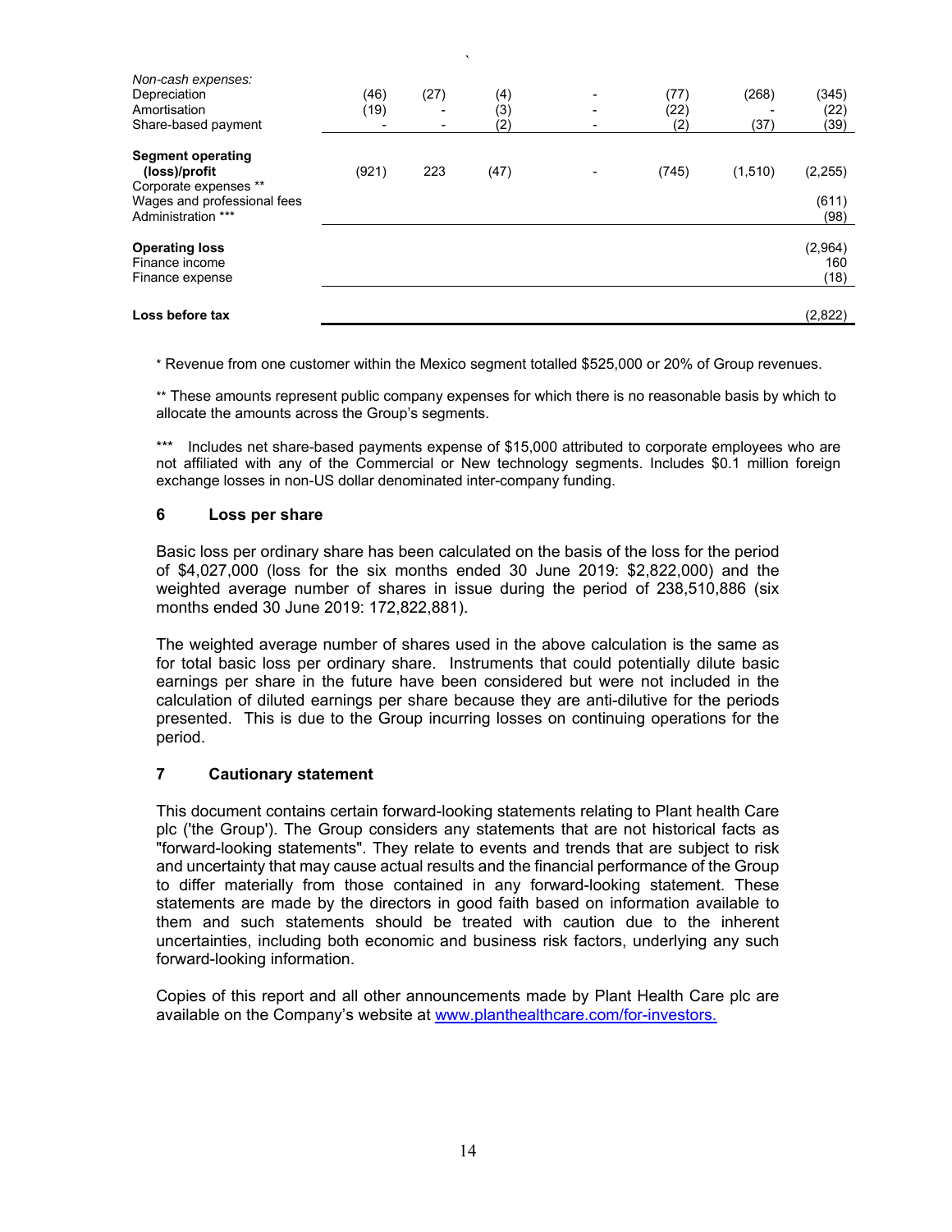| | | | | | | | |
|---|---|---|---|---|---|---|---|
| *Non-cash expenses:* | | | | | | | |
| Depreciation | (46) | (27) | (4) | - | (77) | (268) | (345) |
| Amortisation | (19) | - | (3) | - | (22) | - | (22) |
| Share-based payment | - | - | (2) | - | (2) | (37) | (39) |
| **Segment operating (loss)/profit** | (921) | 223 | (47) | - | (745) | (1,510) | (2,255) |
| Corporate expenses ** | | | | | | | |
| Wages and professional fees | | | | | | | (611) |
| Administration *** | | | | | | | (98) |
| **Operating loss** | | | | | | | (2,964) |
| Finance income | | | | | | | 160 |
| Finance expense | | | | | | | (18) |
| **Loss before tax** | | | | | | | (2,822) |

* Revenue from one customer within the Mexico segment totalled $525,000 or 20% of Group revenues.

** These amounts represent public company expenses for which there is no reasonable basis by which to allocate the amounts across the Group's segments.

*** Includes net share-based payments expense of $15,000 attributed to corporate employees who are not affiliated with any of the Commercial or New technology segments. Includes $0.1 million foreign exchange losses in non-US dollar denominated inter-company funding.

## 6 Loss per share

Basic loss per ordinary share has been calculated on the basis of the loss for the period of $4,027,000 (loss for the six months ended 30 June 2019: $2,822,000) and the weighted average number of shares in issue during the period of 238,510,886 (six months ended 30 June 2019: 172,822,881).

The weighted average number of shares used in the above calculation is the same as for total basic loss per ordinary share. Instruments that could potentially dilute basic earnings per share in the future have been considered but were not included in the calculation of diluted earnings per share because they are anti-dilutive for the periods presented. This is due to the Group incurring losses on continuing operations for the period.

## 7 Cautionary statement

This document contains certain forward-looking statements relating to Plant health Care plc ('the Group'). The Group considers any statements that are not historical facts as "forward-looking statements". They relate to events and trends that are subject to risk and uncertainty that may cause actual results and the financial performance of the Group to differ materially from those contained in any forward-looking statement. These statements are made by the directors in good faith based on information available to them and such statements should be treated with caution due to the inherent uncertainties, including both economic and business risk factors, underlying any such forward-looking information.

Copies of this report and all other announcements made by Plant Health Care plc are available on the Company's website at www.planthealthcare.com/for-investors.